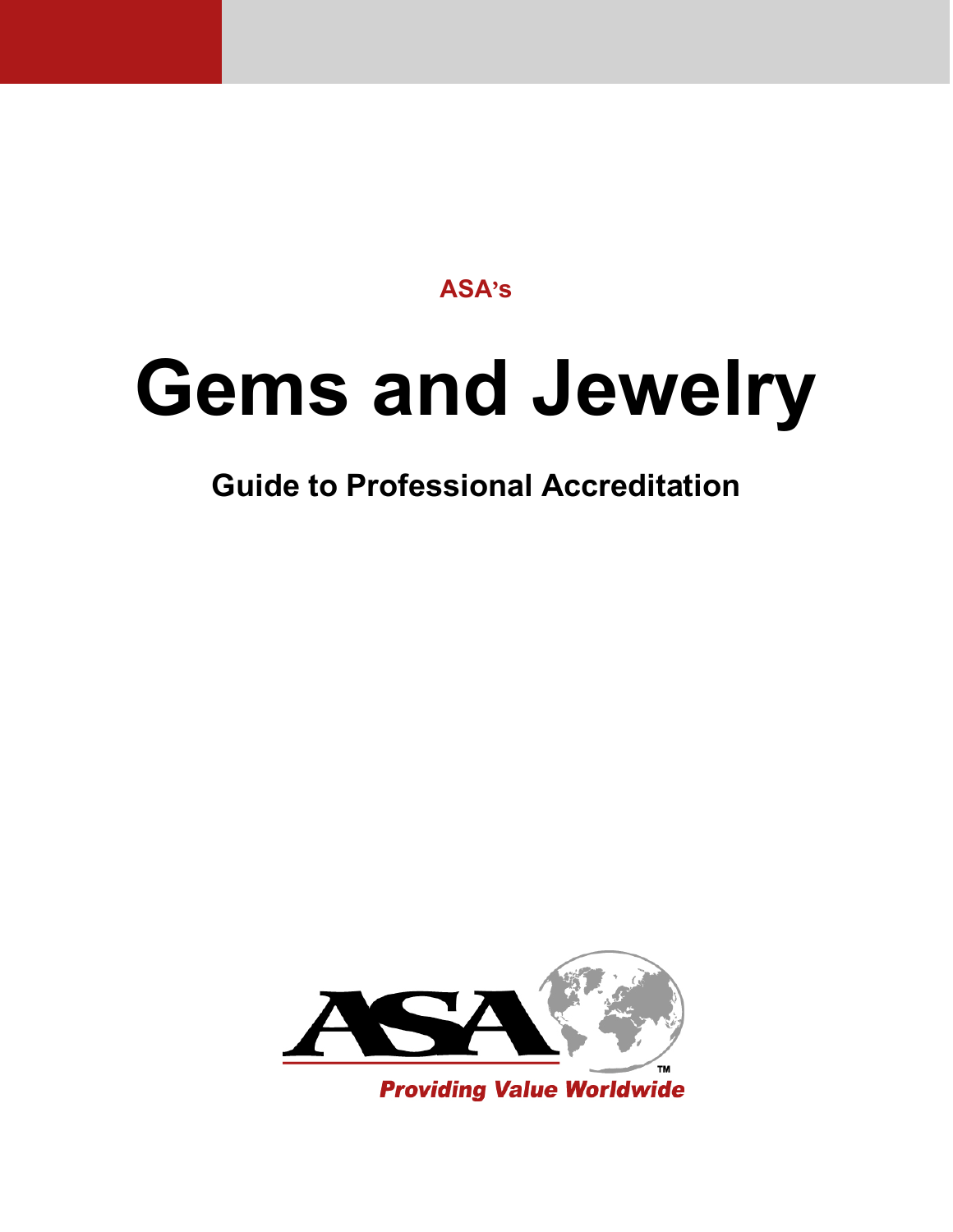ASA's

# Gems and Jewelry

## Guide to Professional Accreditation

ASA

*Providing Value Worldwide*™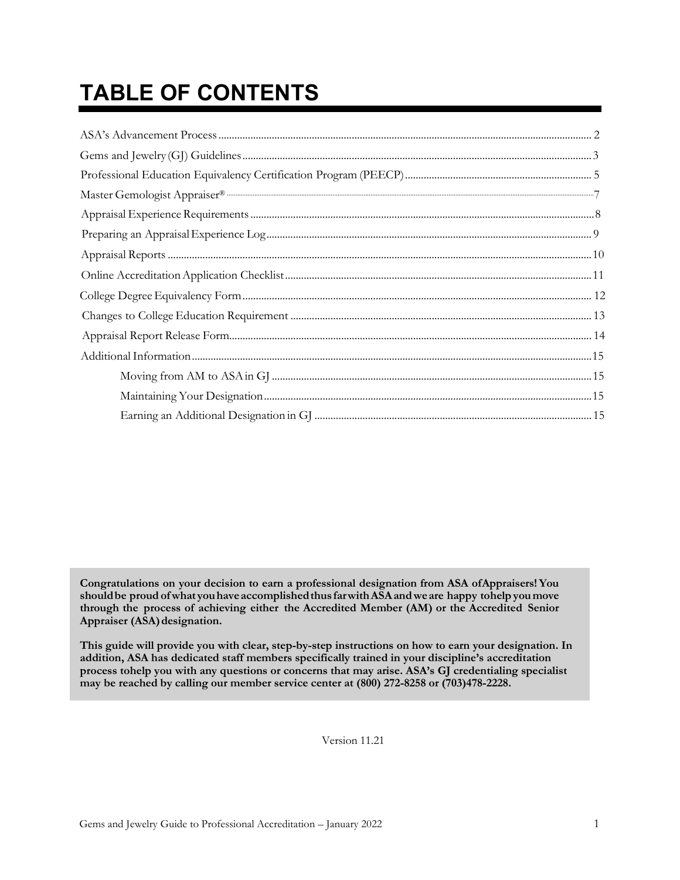# TABLE OF CONTENTS

ASA's Advancement Process .......... 2

Gems and Jewelry (GJ) Guidelines .......... 3

Professional Education Equivalency Certification Program (PEECP) .......... 5

Master Gemologist Appraiser® .......... 7

Appraisal Experience Requirements .......... 8

Preparing an Appraisal Experience Log .......... 9

Appraisal Reports .......... 10

Online Accreditation Application Checklist .......... 11

College Degree Equivalency Form .......... 12

Changes to College Education Requirement .......... 13

Appraisal Report Release Form .......... 14

Additional Information .......... 15

- Moving from AM to ASA in GJ .......... 15
- Maintaining Your Designation .......... 15
- Earning an Additional Designation in GJ .......... 15

**Congratulations on your decision to earn a professional designation from ASA of Appraisers! You should be proud of what you have accomplished thus far with ASA and we are happy to help you move through the process of achieving either the Accredited Member (AM) or the Accredited Senior Appraiser (ASA) designation.**

**This guide will provide you with clear, step-by-step instructions on how to earn your designation. In addition, ASA has dedicated staff members specifically trained in your discipline's accreditation process to help you with any questions or concerns that may arise. ASA's GJ credentialing specialist may be reached by calling our member service center at (800) 272-8258 or (703)478-2228.**

Version 11.21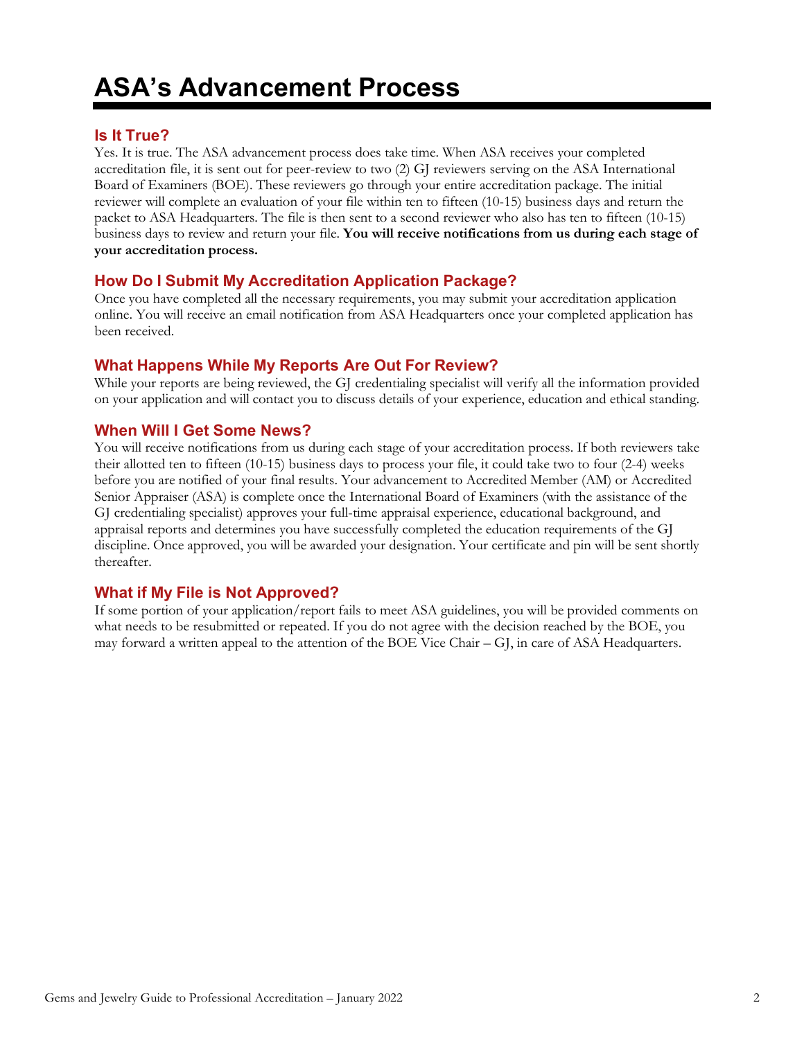# ASA's Advancement Process

## Is It True?

Yes. It is true. The ASA advancement process does take time. When ASA receives your completed accreditation file, it is sent out for peer-review to two (2) GJ reviewers serving on the ASA International Board of Examiners (BOE). These reviewers go through your entire accreditation package. The initial reviewer will complete an evaluation of your file within ten to fifteen (10-15) business days and return the packet to ASA Headquarters. The file is then sent to a second reviewer who also has ten to fifteen (10-15) business days to review and return your file. **You will receive notifications from us during each stage of your accreditation process.**

## How Do I Submit My Accreditation Application Package?

Once you have completed all the necessary requirements, you may submit your accreditation application online. You will receive an email notification from ASA Headquarters once your completed application has been received.

## What Happens While My Reports Are Out For Review?

While your reports are being reviewed, the GJ credentialing specialist will verify all the information provided on your application and will contact you to discuss details of your experience, education and ethical standing.

## When Will I Get Some News?

You will receive notifications from us during each stage of your accreditation process. If both reviewers take their allotted ten to fifteen (10-15) business days to process your file, it could take two to four (2-4) weeks before you are notified of your final results. Your advancement to Accredited Member (AM) or Accredited Senior Appraiser (ASA) is complete once the International Board of Examiners (with the assistance of the GJ credentialing specialist) approves your full-time appraisal experience, educational background, and appraisal reports and determines you have successfully completed the education requirements of the GJ discipline. Once approved, you will be awarded your designation. Your certificate and pin will be sent shortly thereafter.

## What if My File is Not Approved?

If some portion of your application/report fails to meet ASA guidelines, you will be provided comments on what needs to be resubmitted or repeated. If you do not agree with the decision reached by the BOE, you may forward a written appeal to the attention of the BOE Vice Chair – GJ, in care of ASA Headquarters.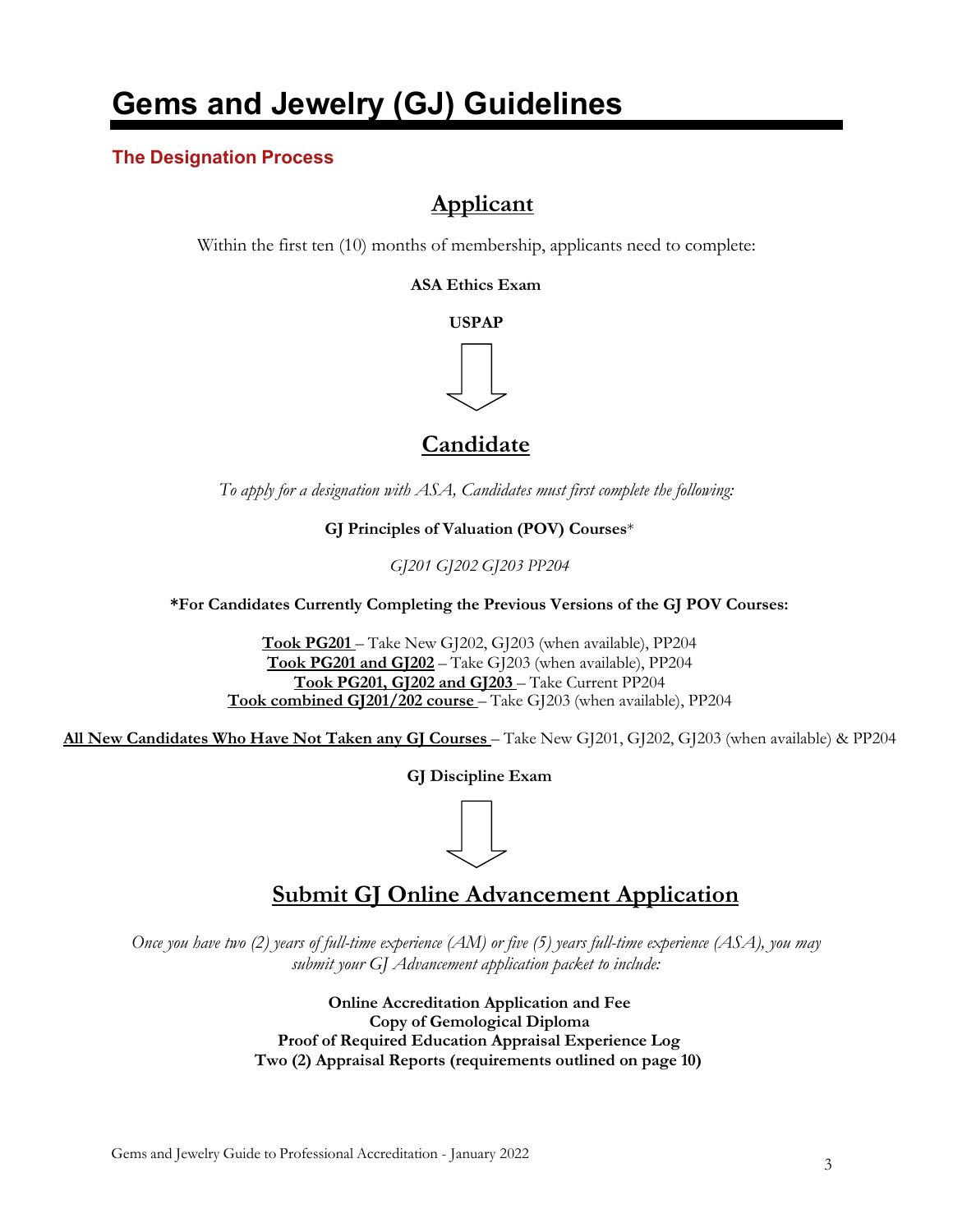# Gems and Jewelry (GJ) Guidelines

### The Designation Process

## Applicant

Within the first ten (10) months of membership, applicants need to complete:

**ASA Ethics Exam**

**USPAP**

## Candidate

*To apply for a designation with ASA, Candidates must first complete the following:*

**GJ Principles of Valuation (POV) Courses***

*GJ201 GJ202 GJ203 PP204*

***For Candidates Currently Completing the Previous Versions of the GJ POV Courses:**

**Took PG201** – Take New GJ202, GJ203 (when available), PP204
**Took PG201 and GJ202** – Take GJ203 (when available), PP204
**Took PG201, GJ202 and GJ203** – Take Current PP204
**Took combined GJ201/202 course** – Take GJ203 (when available), PP204

**All New Candidates Who Have Not Taken any GJ Courses** – Take New GJ201, GJ202, GJ203 (when available) & PP204

**GJ Discipline Exam**

## Submit GJ Online Advancement Application

*Once you have two (2) years of full-time experience (AM) or five (5) years full-time experience (ASA), you may submit your GJ Advancement application packet to include:*

**Online Accreditation Application and Fee**
**Copy of Gemological Diploma**
**Proof of Required Education Appraisal Experience Log**
**Two (2) Appraisal Reports (requirements outlined on page 10)**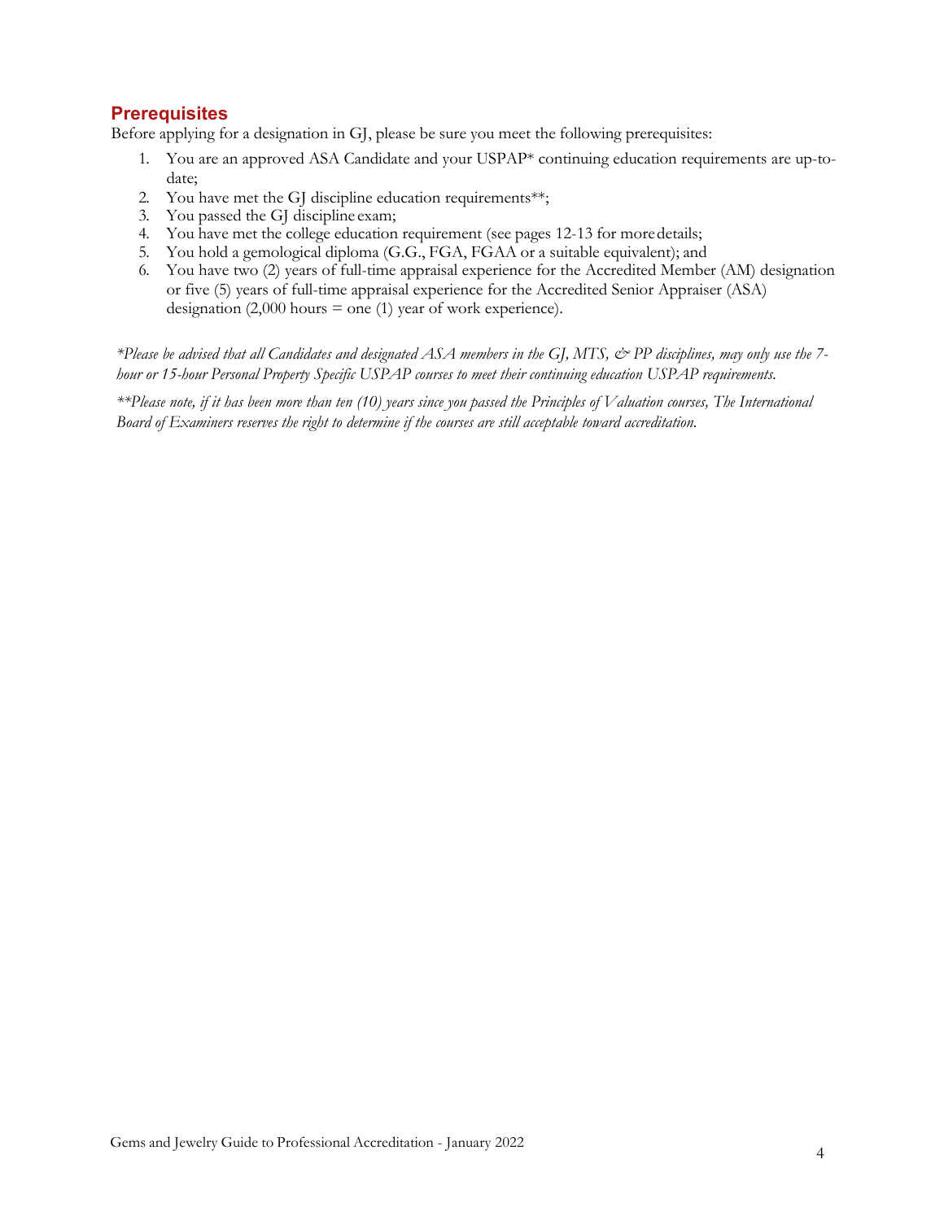## Prerequisites

Before applying for a designation in GJ, please be sure you meet the following prerequisites:

1. You are an approved ASA Candidate and your USPAP* continuing education requirements are up-to-date;
2. You have met the GJ discipline education requirements**;
3. You passed the GJ discipline exam;
4. You have met the college education requirement (see pages 12-13 for more details;
5. You hold a gemological diploma (G.G., FGA, FGAA or a suitable equivalent); and
6. You have two (2) years of full-time appraisal experience for the Accredited Member (AM) designation or five (5) years of full-time appraisal experience for the Accredited Senior Appraiser (ASA) designation (2,000 hours = one (1) year of work experience).

*\*Please be advised that all Candidates and designated ASA members in the GJ, MTS, & PP disciplines, may only use the 7-hour or 15-hour Personal Property Specific USPAP courses to meet their continuing education USPAP requirements.*

*\*\*Please note, if it has been more than ten (10) years since you passed the Principles of Valuation courses, The International Board of Examiners reserves the right to determine if the courses are still acceptable toward accreditation.*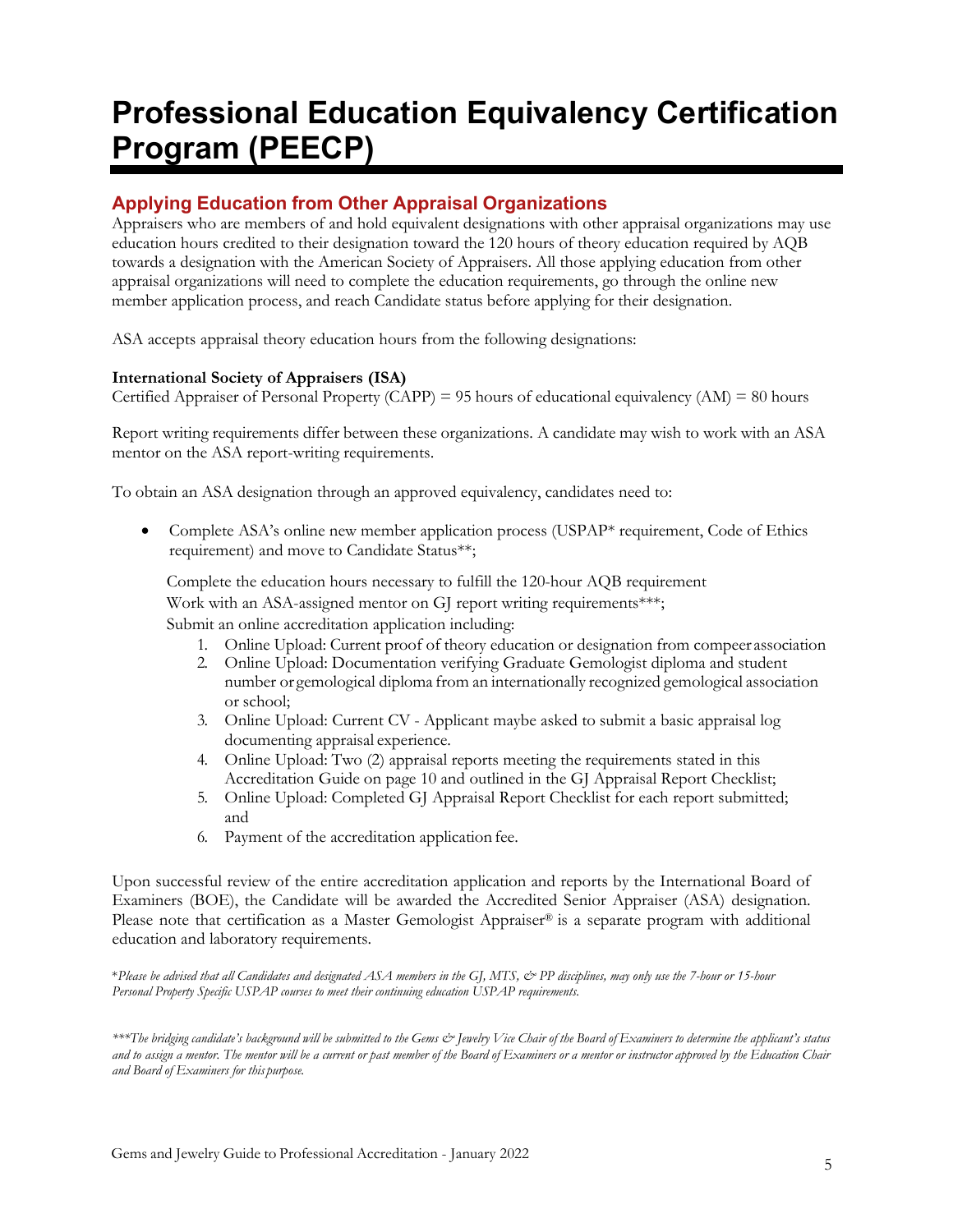# Professional Education Equivalency Certification Program (PEECP)

## Applying Education from Other Appraisal Organizations

Appraisers who are members of and hold equivalent designations with other appraisal organizations may use education hours credited to their designation toward the 120 hours of theory education required by AQB towards a designation with the American Society of Appraisers. All those applying education from other appraisal organizations will need to complete the education requirements, go through the online new member application process, and reach Candidate status before applying for their designation.

ASA accepts appraisal theory education hours from the following designations:

**International Society of Appraisers (ISA)**
Certified Appraiser of Personal Property (CAPP) = 95 hours of educational equivalency (AM) = 80 hours

Report writing requirements differ between these organizations. A candidate may wish to work with an ASA mentor on the ASA report-writing requirements.

To obtain an ASA designation through an approved equivalency, candidates need to:

- Complete ASA's online new member application process (USPAP* requirement, Code of Ethics requirement) and move to Candidate Status**;

  Complete the education hours necessary to fulfill the 120-hour AQB requirement
  Work with an ASA-assigned mentor on GJ report writing requirements***;
  Submit an online accreditation application including:

  1. Online Upload: Current proof of theory education or designation from compeer association
  2. Online Upload: Documentation verifying Graduate Gemologist diploma and student number or gemological diploma from an internationally recognized gemological association or school;
  3. Online Upload: Current CV - Applicant maybe asked to submit a basic appraisal log documenting appraisal experience.
  4. Online Upload: Two (2) appraisal reports meeting the requirements stated in this Accreditation Guide on page 10 and outlined in the GJ Appraisal Report Checklist;
  5. Online Upload: Completed GJ Appraisal Report Checklist for each report submitted; and
  6. Payment of the accreditation application fee.

Upon successful review of the entire accreditation application and reports by the International Board of Examiners (BOE), the Candidate will be awarded the Accredited Senior Appraiser (ASA) designation. Please note that certification as a Master Gemologist Appraiser® is a separate program with additional education and laboratory requirements.

**Please be advised that all Candidates and designated ASA members in the GJ, MTS, & PP disciplines, may only use the 7-hour or 15-hour Personal Property Specific USPAP courses to meet their continuing education USPAP requirements.*

****The bridging candidate's background will be submitted to the Gems & Jewelry Vice Chair of the Board of Examiners to determine the applicant's status and to assign a mentor. The mentor will be a current or past member of the Board of Examiners or a mentor or instructor approved by the Education Chair and Board of Examiners for this purpose.*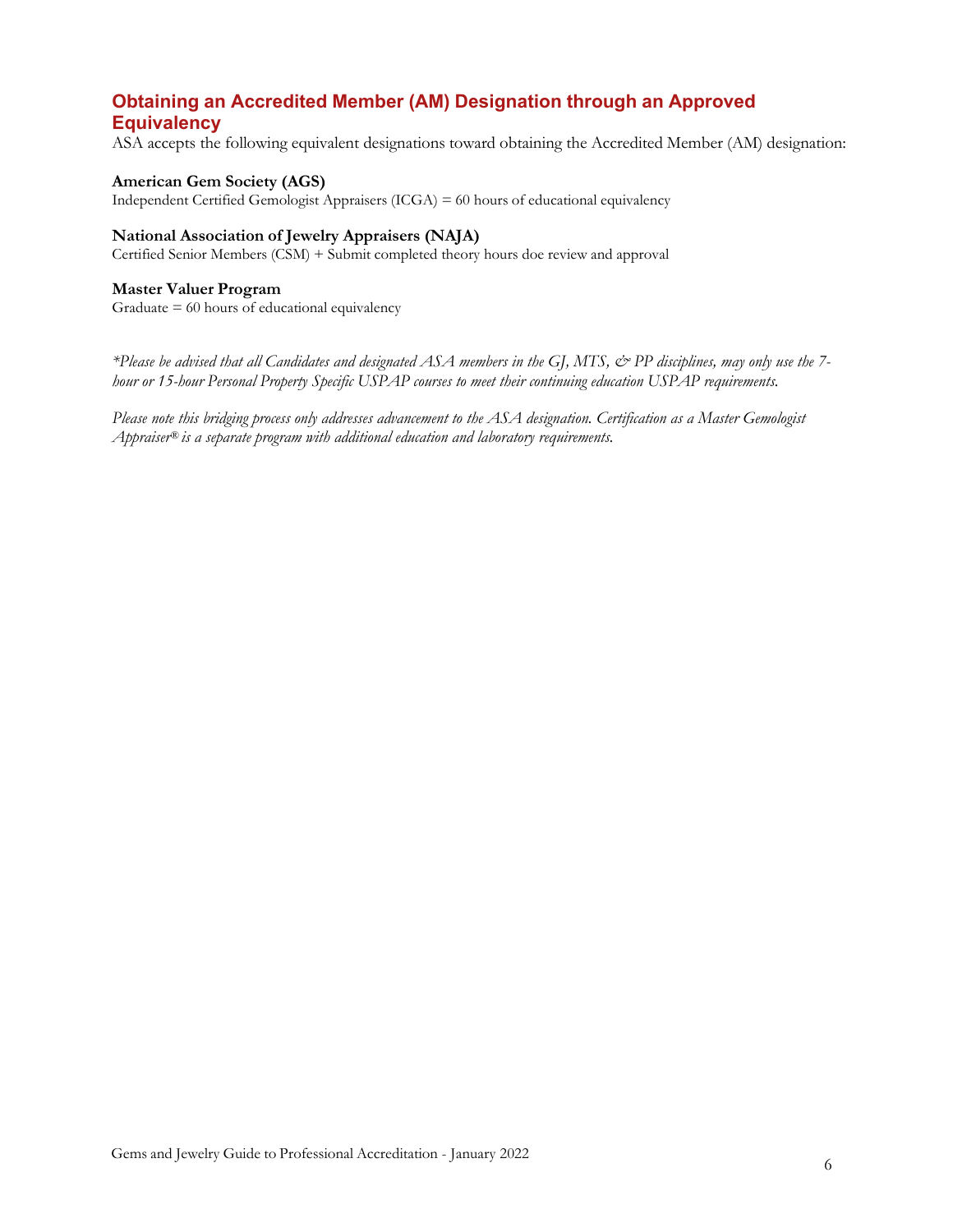## Obtaining an Accredited Member (AM) Designation through an Approved Equivalency

ASA accepts the following equivalent designations toward obtaining the Accredited Member (AM) designation:

**American Gem Society (AGS)**
Independent Certified Gemologist Appraisers (ICGA) = 60 hours of educational equivalency

**National Association of Jewelry Appraisers (NAJA)**
Certified Senior Members (CSM) + Submit completed theory hours doe review and approval

**Master Valuer Program**
Graduate = 60 hours of educational equivalency

*\*Please be advised that all Candidates and designated ASA members in the GJ, MTS, & PP disciplines, may only use the 7-hour or 15-hour Personal Property Specific USPAP courses to meet their continuing education USPAP requirements.*

*Please note this bridging process only addresses advancement to the ASA designation. Certification as a Master Gemologist Appraiser® is a separate program with additional education and laboratory requirements.*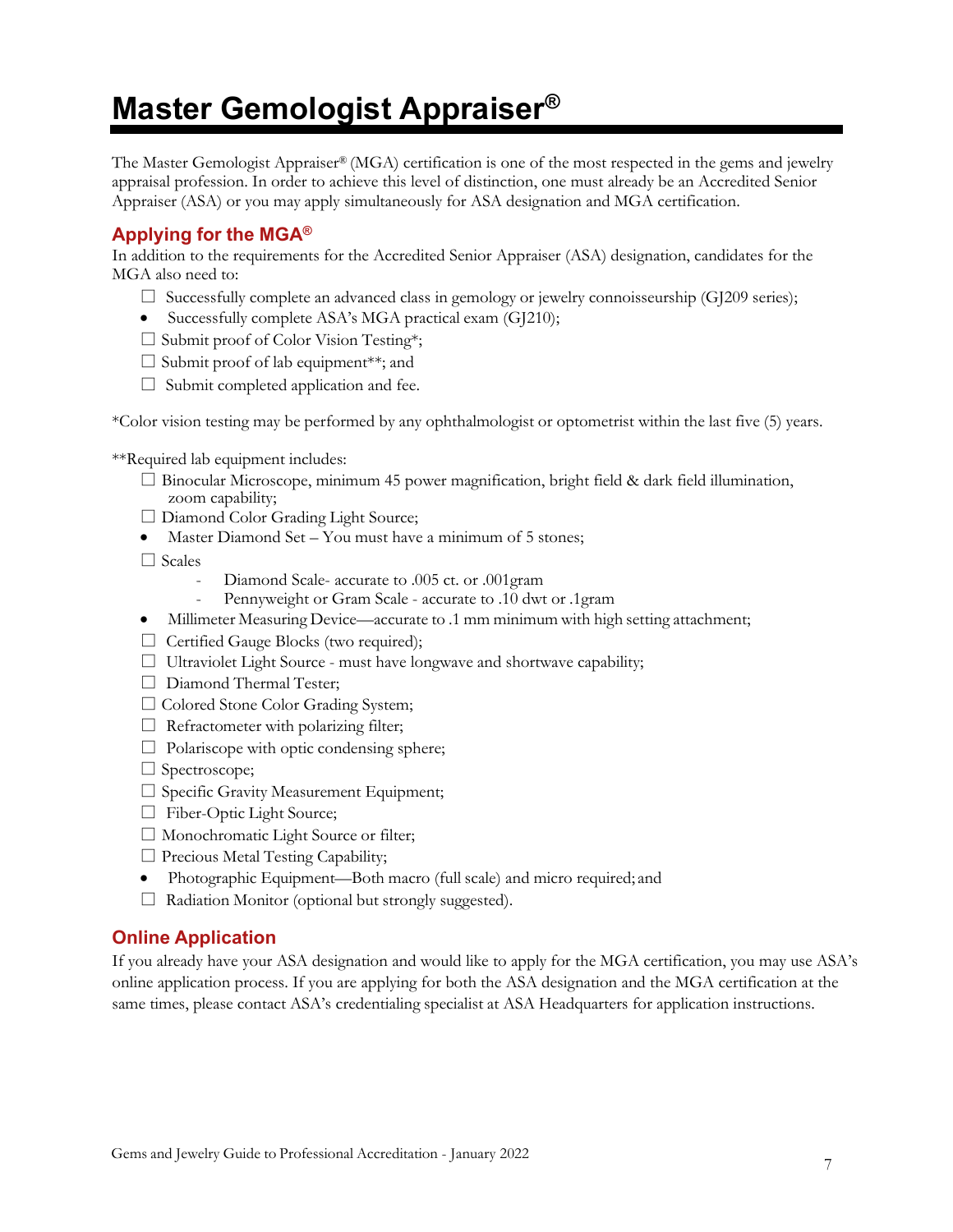# Master Gemologist Appraiser®

The Master Gemologist Appraiser® (MGA) certification is one of the most respected in the gems and jewelry appraisal profession. In order to achieve this level of distinction, one must already be an Accredited Senior Appraiser (ASA) or you may apply simultaneously for ASA designation and MGA certification.

## Applying for the MGA®

In addition to the requirements for the Accredited Senior Appraiser (ASA) designation, candidates for the MGA also need to:

- ☐ Successfully complete an advanced class in gemology or jewelry connoisseurship (GJ209 series);
- Successfully complete ASA's MGA practical exam (GJ210);
- ☐ Submit proof of Color Vision Testing*;
- ☐ Submit proof of lab equipment**; and
- ☐ Submit completed application and fee.

*Color vision testing may be performed by any ophthalmologist or optometrist within the last five (5) years.

**Required lab equipment includes:

- ☐ Binocular Microscope, minimum 45 power magnification, bright field & dark field illumination, zoom capability;
- ☐ Diamond Color Grading Light Source;
- Master Diamond Set – You must have a minimum of 5 stones;
- ☐ Scales
  - Diamond Scale- accurate to .005 ct. or .001gram
  - Pennyweight or Gram Scale - accurate to .10 dwt or .1gram
- Millimeter Measuring Device—accurate to .1 mm minimum with high setting attachment;
- ☐ Certified Gauge Blocks (two required);
- ☐ Ultraviolet Light Source - must have longwave and shortwave capability;
- ☐ Diamond Thermal Tester;
- ☐ Colored Stone Color Grading System;
- ☐ Refractometer with polarizing filter;
- ☐ Polariscope with optic condensing sphere;
- ☐ Spectroscope;
- ☐ Specific Gravity Measurement Equipment;
- ☐ Fiber-Optic Light Source;
- ☐ Monochromatic Light Source or filter;
- ☐ Precious Metal Testing Capability;
- Photographic Equipment—Both macro (full scale) and micro required; and
- ☐ Radiation Monitor (optional but strongly suggested).

## Online Application

If you already have your ASA designation and would like to apply for the MGA certification, you may use ASA's online application process. If you are applying for both the ASA designation and the MGA certification at the same times, please contact ASA's credentialing specialist at ASA Headquarters for application instructions.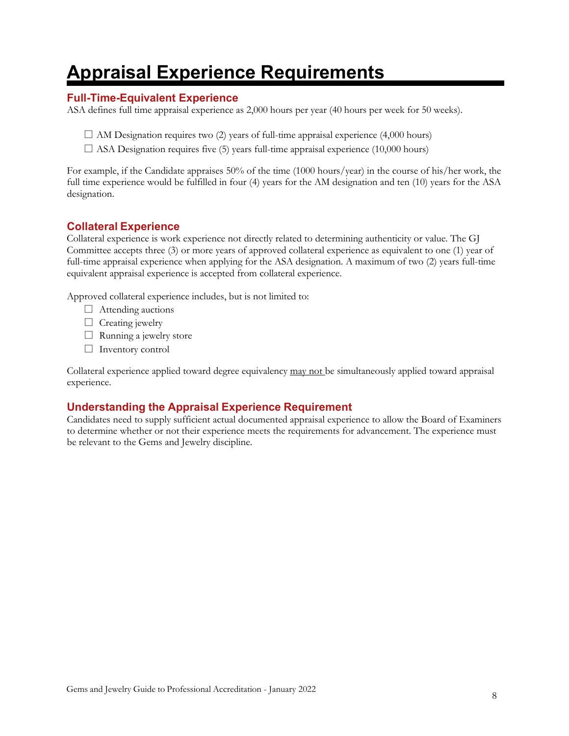# Appraisal Experience Requirements

## Full-Time-Equivalent Experience

ASA defines full time appraisal experience as 2,000 hours per year (40 hours per week for 50 weeks).

- ☐ AM Designation requires two (2) years of full-time appraisal experience (4,000 hours)
- ☐ ASA Designation requires five (5) years full-time appraisal experience (10,000 hours)

For example, if the Candidate appraises 50% of the time (1000 hours/year) in the course of his/her work, the full time experience would be fulfilled in four (4) years for the AM designation and ten (10) years for the ASA designation.

## Collateral Experience

Collateral experience is work experience not directly related to determining authenticity or value. The GJ Committee accepts three (3) or more years of approved collateral experience as equivalent to one (1) year of full-time appraisal experience when applying for the ASA designation. A maximum of two (2) years full-time equivalent appraisal experience is accepted from collateral experience.

Approved collateral experience includes, but is not limited to:

- ☐ Attending auctions
- ☐ Creating jewelry
- ☐ Running a jewelry store
- ☐ Inventory control

Collateral experience applied toward degree equivalency <u>may not</u> be simultaneously applied toward appraisal experience.

## Understanding the Appraisal Experience Requirement

Candidates need to supply sufficient actual documented appraisal experience to allow the Board of Examiners to determine whether or not their experience meets the requirements for advancement. The experience must be relevant to the Gems and Jewelry discipline.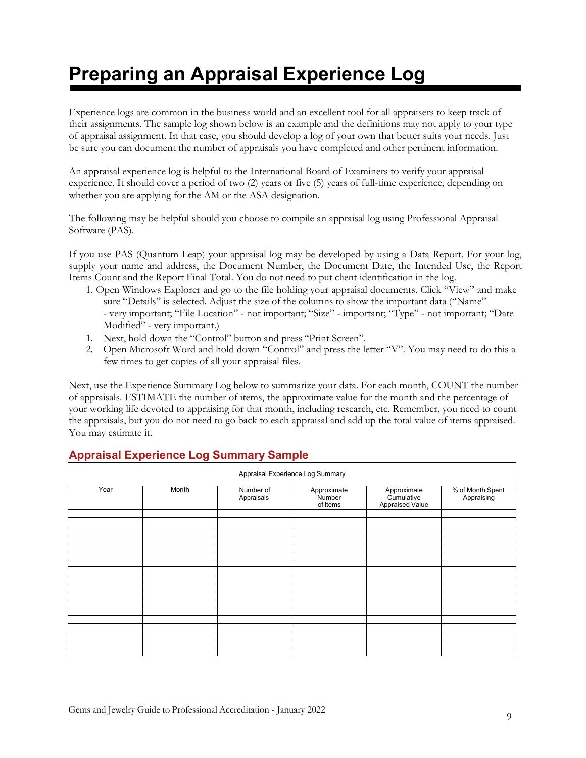# Preparing an Appraisal Experience Log

Experience logs are common in the business world and an excellent tool for all appraisers to keep track of their assignments. The sample log shown below is an example and the definitions may not apply to your type of appraisal assignment. In that case, you should develop a log of your own that better suits your needs. Just be sure you can document the number of appraisals you have completed and other pertinent information.

An appraisal experience log is helpful to the International Board of Examiners to verify your appraisal experience. It should cover a period of two (2) years or five (5) years of full-time experience, depending on whether you are applying for the AM or the ASA designation.

The following may be helpful should you choose to compile an appraisal log using Professional Appraisal Software (PAS).

If you use PAS (Quantum Leap) your appraisal log may be developed by using a Data Report. For your log, supply your name and address, the Document Number, the Document Date, the Intended Use, the Report Items Count and the Report Final Total. You do not need to put client identification in the log.

1. Open Windows Explorer and go to the file holding your appraisal documents. Click "View" and make sure "Details" is selected. Adjust the size of the columns to show the important data ("Name" - very important; "File Location" - not important; "Size" - important; "Type" - not important; "Date Modified" - very important.)
1. Next, hold down the "Control" button and press "Print Screen".
2. Open Microsoft Word and hold down "Control" and press the letter "V". You may need to do this a few times to get copies of all your appraisal files.

Next, use the Experience Summary Log below to summarize your data. For each month, COUNT the number of appraisals. ESTIMATE the number of items, the approximate value for the month and the percentage of your working life devoted to appraising for that month, including research, etc. Remember, you need to count the appraisals, but you do not need to go back to each appraisal and add up the total value of items appraised. You may estimate it.

## Appraisal Experience Log Summary Sample

Appraisal Experience Log Summary

| Year | Month | Number of Appraisals | Approximate Number of Items | Approximate Cumulative Appraised Value | % of Month Spent Appraising |
|---|---|---|---|---|---|
| | | | | | |
| | | | | | |
| | | | | | |
| | | | | | |
| | | | | | |
| | | | | | |
| | | | | | |
| | | | | | |
| | | | | | |
| | | | | | |
| | | | | | |
| | | | | | |
| | | | | | |
| | | | | | |
| | | | | | |
| | | | | | |
| | | | | | |
| | | | | | |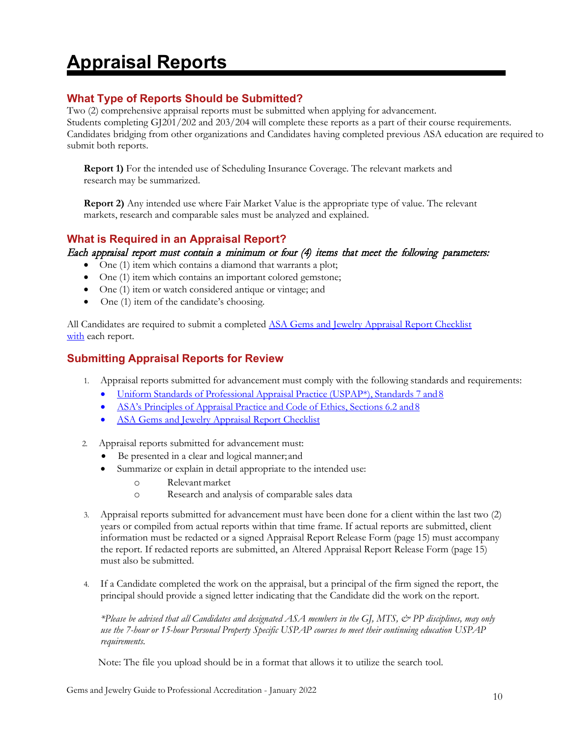# Appraisal Reports

## What Type of Reports Should be Submitted?

Two (2) comprehensive appraisal reports must be submitted when applying for advancement.
Students completing GJ201/202 and 203/204 will complete these reports as a part of their course requirements.
Candidates bridging from other organizations and Candidates having completed previous ASA education are required to submit both reports.

**Report 1)** For the intended use of Scheduling Insurance Coverage. The relevant markets and research may be summarized.

**Report 2)** Any intended use where Fair Market Value is the appropriate type of value. The relevant markets, research and comparable sales must be analyzed and explained.

## What is Required in an Appraisal Report?

*Each appraisal report must contain a minimum or four (4) items that meet the following parameters:*

- One (1) item which contains a diamond that warrants a plot;
- One (1) item which contains an important colored gemstone;
- One (1) item or watch considered antique or vintage; and
- One (1) item of the candidate's choosing.

All Candidates are required to submit a completed ASA Gems and Jewelry Appraisal Report Checklist with each report.

## Submitting Appraisal Reports for Review

1. Appraisal reports submitted for advancement must comply with the following standards and requirements:
   - Uniform Standards of Professional Appraisal Practice (USPAP*), Standards 7 and 8
   - ASA's Principles of Appraisal Practice and Code of Ethics, Sections 6.2 and 8
   - ASA Gems and Jewelry Appraisal Report Checklist

2. Appraisal reports submitted for advancement must:
   - Be presented in a clear and logical manner; and
   - Summarize or explain in detail appropriate to the intended use:
     - Relevant market
     - Research and analysis of comparable sales data

3. Appraisal reports submitted for advancement must have been done for a client within the last two (2) years or compiled from actual reports within that time frame. If actual reports are submitted, client information must be redacted or a signed Appraisal Report Release Form (page 15) must accompany the report. If redacted reports are submitted, an Altered Appraisal Report Release Form (page 15) must also be submitted.

4. If a Candidate completed the work on the appraisal, but a principal of the firm signed the report, the principal should provide a signed letter indicating that the Candidate did the work on the report.

*\*Please be advised that all Candidates and designated ASA members in the GJ, MTS, & PP disciplines, may only use the 7-hour or 15-hour Personal Property Specific USPAP courses to meet their continuing education USPAP requirements.*

Note: The file you upload should be in a format that allows it to utilize the search tool.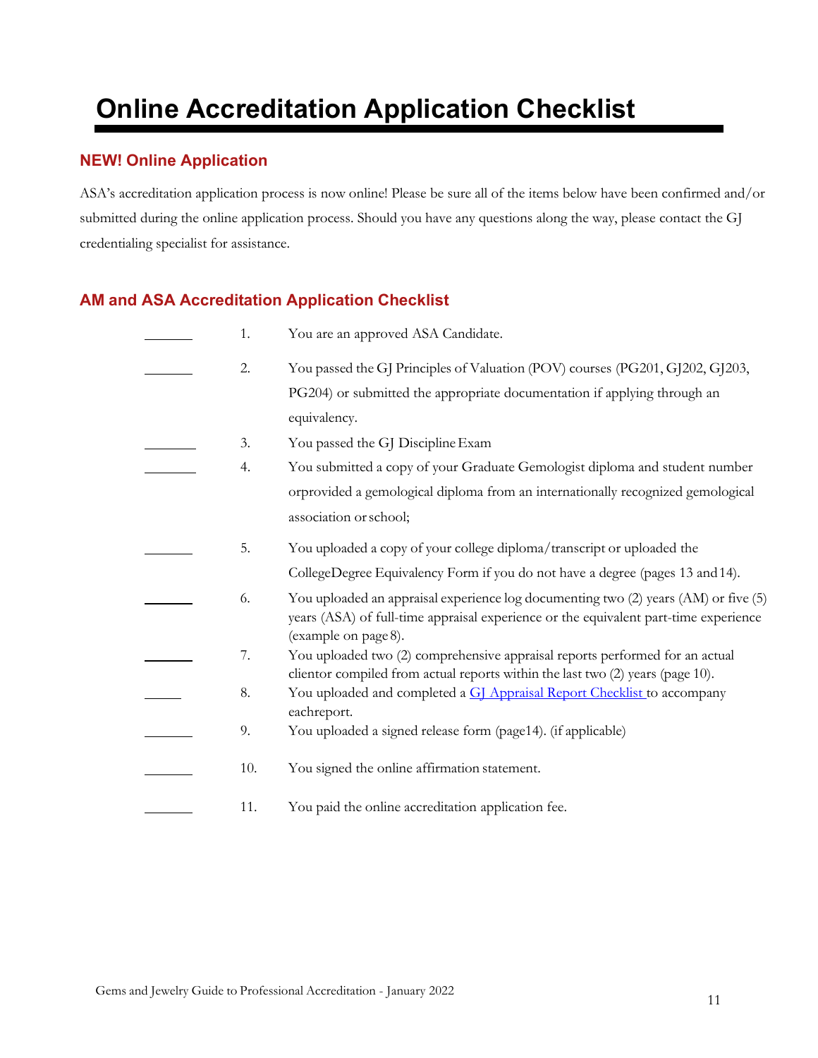# Online Accreditation Application Checklist

## NEW! Online Application

ASA's accreditation application process is now online! Please be sure all of the items below have been confirmed and/or submitted during the online application process. Should you have any questions along the way, please contact the GJ credentialing specialist for assistance.

## AM and ASA Accreditation Application Checklist

_______ 1. You are an approved ASA Candidate.

_______ 2. You passed the GJ Principles of Valuation (POV) courses (PG201, GJ202, GJ203, PG204) or submitted the appropriate documentation if applying through an equivalency.

_______ 3. You passed the GJ Discipline Exam

_______ 4. You submitted a copy of your Graduate Gemologist diploma and student number orprovided a gemological diploma from an internationally recognized gemological association or school;

_______ 5. You uploaded a copy of your college diploma/transcript or uploaded the CollegeDegree Equivalency Form if you do not have a degree (pages 13 and 14).

_______ 6. You uploaded an appraisal experience log documenting two (2) years (AM) or five (5) years (ASA) of full-time appraisal experience or the equivalent part-time experience (example on page 8).

_______ 7. You uploaded two (2) comprehensive appraisal reports performed for an actual clientor compiled from actual reports within the last two (2) years (page 10).

_______ 8. You uploaded and completed a [GJ Appraisal Report Checklist](GJ Appraisal Report Checklist) to accompany eachreport.

_______ 9. You uploaded a signed release form (page14). (if applicable)

_______ 10. You signed the online affirmation statement.

_______ 11. You paid the online accreditation application fee.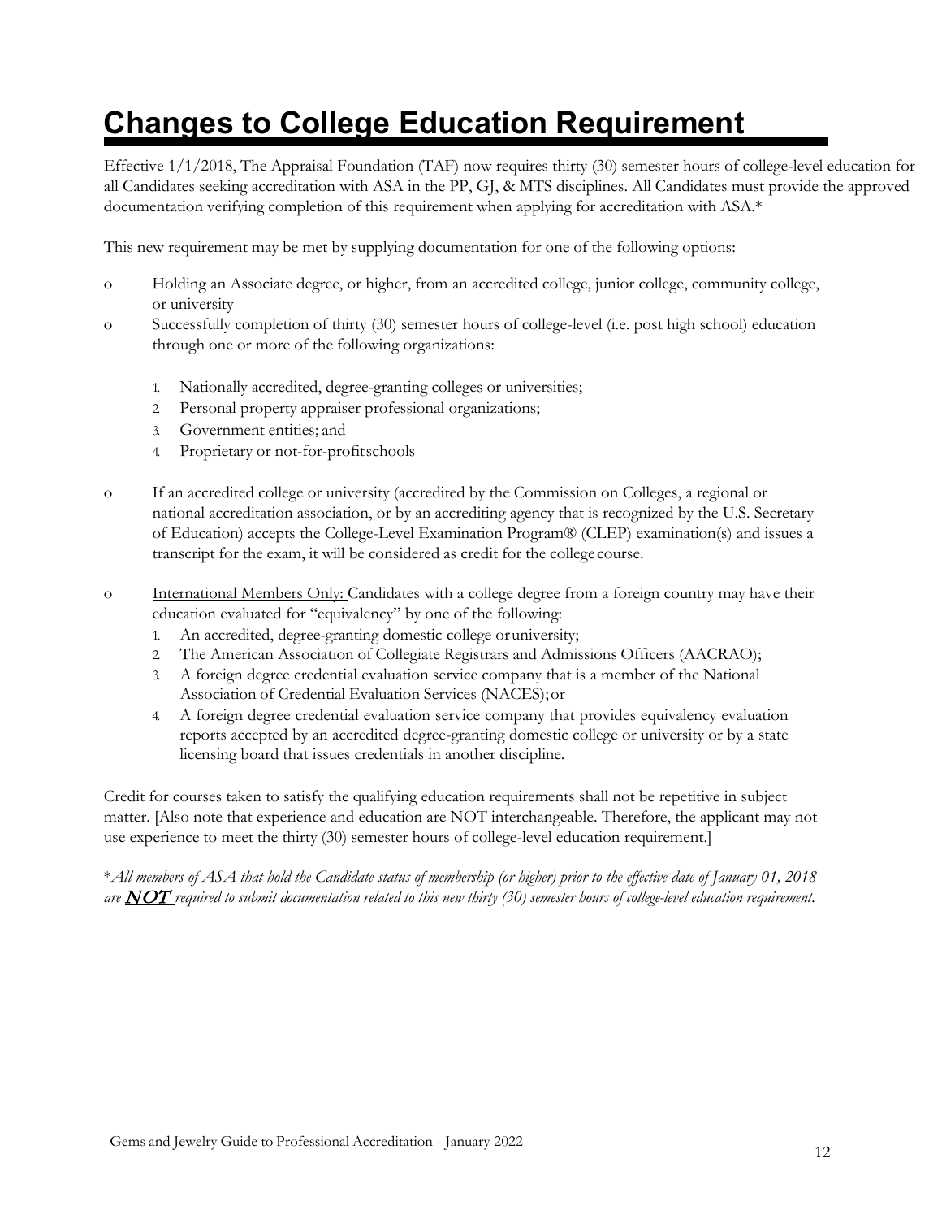# Changes to College Education Requirement

Effective 1/1/2018, The Appraisal Foundation (TAF) now requires thirty (30) semester hours of college-level education for all Candidates seeking accreditation with ASA in the PP, GJ, & MTS disciplines. All Candidates must provide the approved documentation verifying completion of this requirement when applying for accreditation with ASA.*

This new requirement may be met by supplying documentation for one of the following options:

- Holding an Associate degree, or higher, from an accredited college, junior college, community college, or university
- Successfully completion of thirty (30) semester hours of college-level (i.e. post high school) education through one or more of the following organizations:

  1. Nationally accredited, degree-granting colleges or universities;
  2. Personal property appraiser professional organizations;
  3. Government entities; and
  4. Proprietary or not-for-profit schools

- If an accredited college or university (accredited by the Commission on Colleges, a regional or national accreditation association, or by an accrediting agency that is recognized by the U.S. Secretary of Education) accepts the College-Level Examination Program® (CLEP) examination(s) and issues a transcript for the exam, it will be considered as credit for the college course.

- International Members Only: Candidates with a college degree from a foreign country may have their education evaluated for "equivalency" by one of the following:
  1. An accredited, degree-granting domestic college or university;
  2. The American Association of Collegiate Registrars and Admissions Officers (AACRAO);
  3. A foreign degree credential evaluation service company that is a member of the National Association of Credential Evaluation Services (NACES); or
  4. A foreign degree credential evaluation service company that provides equivalency evaluation reports accepted by an accredited degree-granting domestic college or university or by a state licensing board that issues credentials in another discipline.

Credit for courses taken to satisfy the qualifying education requirements shall not be repetitive in subject matter. [Also note that experience and education are NOT interchangeable. Therefore, the applicant may not use experience to meet the thirty (30) semester hours of college-level education requirement.]

**\****All members of ASA that hold the Candidate status of membership (or higher) prior to the effective date of January 01, 2018 are* ***NOT*** *required to submit documentation related to this new thirty (30) semester hours of college-level education requirement.*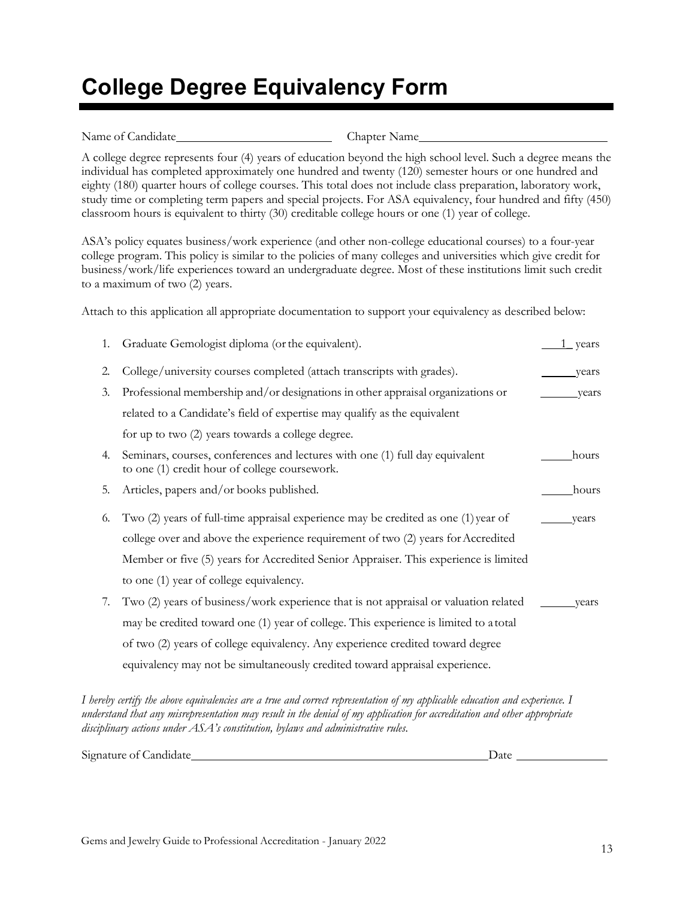# College Degree Equivalency Form

Name of Candidate\_\_\_\_\_\_\_\_\_\_\_\_\_\_\_\_\_\_\_\_\_\_\_\_ Chapter Name\_\_\_\_\_\_\_\_\_\_\_\_\_\_\_\_\_\_\_\_\_\_\_\_\_\_\_\_

A college degree represents four (4) years of education beyond the high school level. Such a degree means the individual has completed approximately one hundred and twenty (120) semester hours or one hundred and eighty (180) quarter hours of college courses. This total does not include class preparation, laboratory work, study time or completing term papers and special projects. For ASA equivalency, four hundred and fifty (450) classroom hours is equivalent to thirty (30) creditable college hours or one (1) year of college.

ASA's policy equates business/work experience (and other non-college educational courses) to a four-year college program. This policy is similar to the policies of many colleges and universities which give credit for business/work/life experiences toward an undergraduate degree. Most of these institutions limit such credit to a maximum of two (2) years.

Attach to this application all appropriate documentation to support your equivalency as described below:

1. Graduate Gemologist diploma (or the equivalent). \_\_1\_ years
2. College/university courses completed (attach transcripts with grades). \_\_\_\_\_ years
3. Professional membership and/or designations in other appraisal organizations or related to a Candidate's field of expertise may qualify as the equivalent for up to two (2) years towards a college degree. \_\_\_\_\_ years
4. Seminars, courses, conferences and lectures with one (1) full day equivalent to one (1) credit hour of college coursework. \_\_\_\_\_ hours
5. Articles, papers and/or books published. \_\_\_\_\_ hours
6. Two (2) years of full-time appraisal experience may be credited as one (1) year of college over and above the experience requirement of two (2) years for Accredited Member or five (5) years for Accredited Senior Appraiser. This experience is limited to one (1) year of college equivalency. \_\_\_\_\_ years
7. Two (2) years of business/work experience that is not appraisal or valuation related may be credited toward one (1) year of college. This experience is limited to a total of two (2) years of college equivalency. Any experience credited toward degree equivalency may not be simultaneously credited toward appraisal experience. \_\_\_\_\_ years

*I hereby certify the above equivalencies are a true and correct representation of my applicable education and experience. I understand that any misrepresentation may result in the denial of my application for accreditation and other appropriate disciplinary actions under ASA's constitution, bylaws and administrative rules.*

Signature of Candidate\_\_\_\_\_\_\_\_\_\_\_\_\_\_\_\_\_\_\_\_\_\_\_\_\_\_\_\_\_\_\_\_\_\_\_\_\_\_\_\_\_\_\_\_ Date \_\_\_\_\_\_\_\_\_\_\_\_\_\_

Gems and Jewelry Guide to Professional Accreditation - January 2022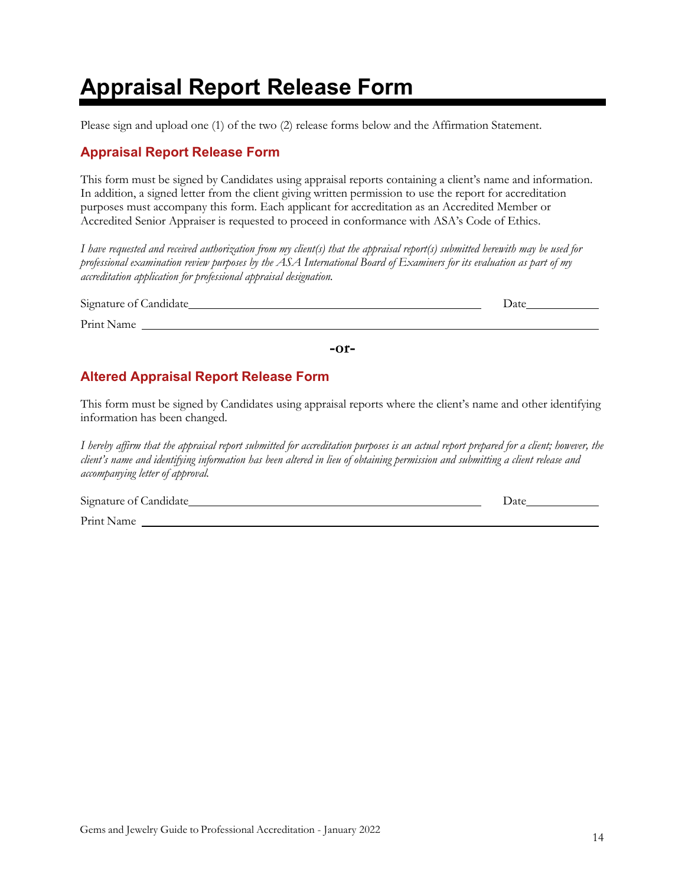# Appraisal Report Release Form

Please sign and upload one (1) of the two (2) release forms below and the Affirmation Statement.

## Appraisal Report Release Form

This form must be signed by Candidates using appraisal reports containing a client's name and information. In addition, a signed letter from the client giving written permission to use the report for accreditation purposes must accompany this form. Each applicant for accreditation as an Accredited Member or Accredited Senior Appraiser is requested to proceed in conformance with ASA's Code of Ethics.

*I have requested and received authorization from my client(s) that the appraisal report(s) submitted herewith may be used for professional examination review purposes by the ASA International Board of Examiners for its evaluation as part of my accreditation application for professional appraisal designation.*

Signature of Candidate\_\_\_\_\_\_\_\_\_\_\_\_\_\_\_\_\_\_\_\_\_\_\_\_\_\_\_\_\_\_\_\_\_\_\_\_\_\_\_\_ Date\_\_\_\_\_\_\_\_\_\_

Print Name \_\_\_\_\_\_\_\_\_\_\_\_\_\_\_\_\_\_\_\_\_\_\_\_\_\_\_\_\_\_\_\_\_\_\_\_\_\_\_\_\_\_\_\_\_\_\_\_\_\_\_\_\_\_\_\_

**-or-**

## Altered Appraisal Report Release Form

This form must be signed by Candidates using appraisal reports where the client's name and other identifying information has been changed.

*I hereby affirm that the appraisal report submitted for accreditation purposes is an actual report prepared for a client; however, the client's name and identifying information has been altered in lieu of obtaining permission and submitting a client release and accompanying letter of approval.*

Signature of Candidate\_\_\_\_\_\_\_\_\_\_\_\_\_\_\_\_\_\_\_\_\_\_\_\_\_\_\_\_\_\_\_\_\_\_\_\_\_\_\_\_ Date\_\_\_\_\_\_\_\_\_\_

Print Name \_\_\_\_\_\_\_\_\_\_\_\_\_\_\_\_\_\_\_\_\_\_\_\_\_\_\_\_\_\_\_\_\_\_\_\_\_\_\_\_\_\_\_\_\_\_\_\_\_\_\_\_\_\_\_\_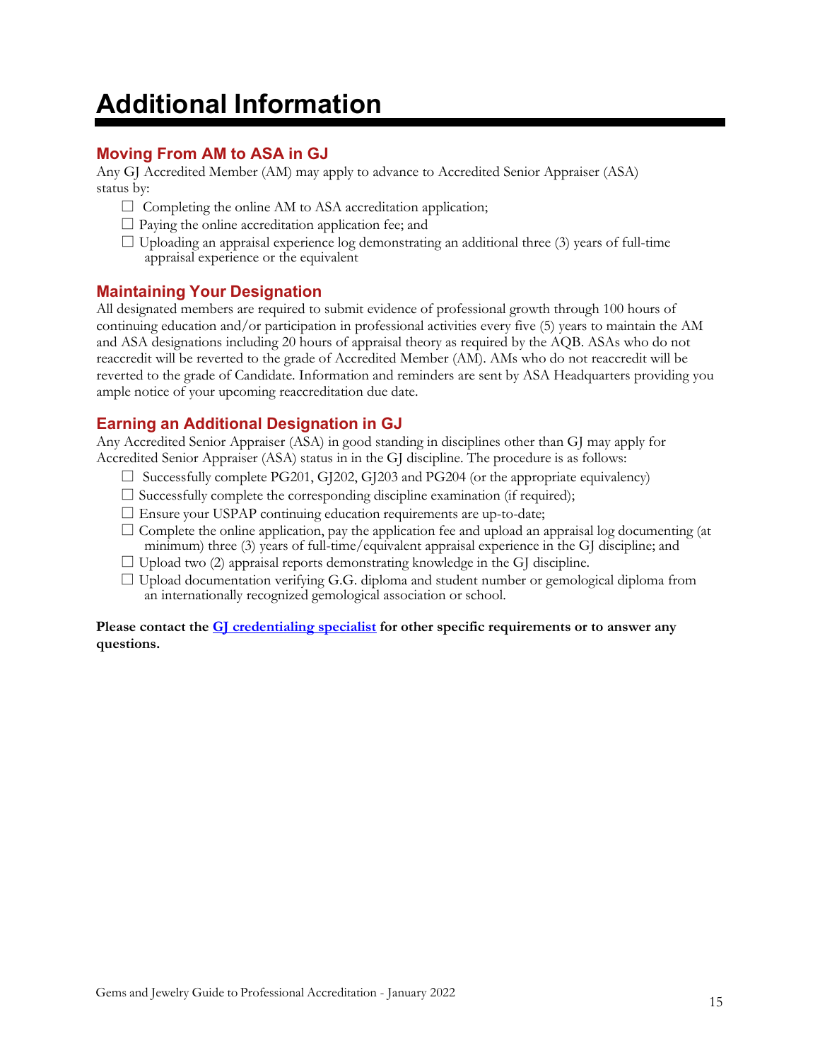# Additional Information

## Moving From AM to ASA in GJ

Any GJ Accredited Member (AM) may apply to advance to Accredited Senior Appraiser (ASA) status by:

- ☐ Completing the online AM to ASA accreditation application;
- ☐ Paying the online accreditation application fee; and
- ☐ Uploading an appraisal experience log demonstrating an additional three (3) years of full-time appraisal experience or the equivalent

## Maintaining Your Designation

All designated members are required to submit evidence of professional growth through 100 hours of continuing education and/or participation in professional activities every five (5) years to maintain the AM and ASA designations including 20 hours of appraisal theory as required by the AQB. ASAs who do not reaccredit will be reverted to the grade of Accredited Member (AM). AMs who do not reaccredit will be reverted to the grade of Candidate. Information and reminders are sent by ASA Headquarters providing you ample notice of your upcoming reaccreditation due date.

## Earning an Additional Designation in GJ

Any Accredited Senior Appraiser (ASA) in good standing in disciplines other than GJ may apply for Accredited Senior Appraiser (ASA) status in in the GJ discipline. The procedure is as follows:

- ☐ Successfully complete PG201, GJ202, GJ203 and PG204 (or the appropriate equivalency)
- ☐ Successfully complete the corresponding discipline examination (if required);
- ☐ Ensure your USPAP continuing education requirements are up-to-date;
- ☐ Complete the online application, pay the application fee and upload an appraisal log documenting (at minimum) three (3) years of full-time/equivalent appraisal experience in the GJ discipline; and
- ☐ Upload two (2) appraisal reports demonstrating knowledge in the GJ discipline.
- ☐ Upload documentation verifying G.G. diploma and student number or gemological diploma from an internationally recognized gemological association or school.

**Please contact the [GJ credentialing specialist] for other specific requirements or to answer any questions.**